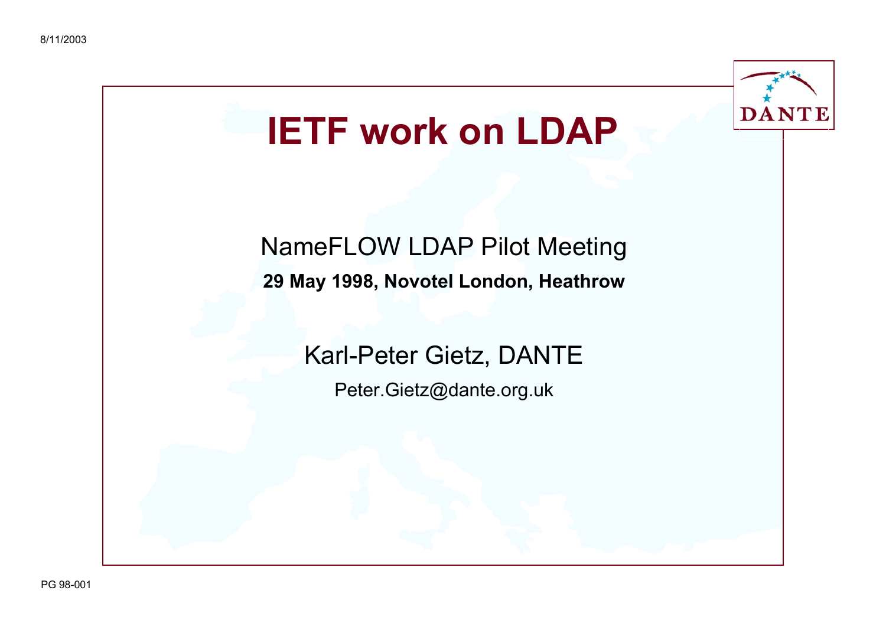# IETF work on LDAP

NameFLOW LDAP Pilot Meeting

**29 May 1998, Novotel London, Heathrow**

Karl-Peter Gietz, DANTE

Peter.Gietz@dante.org.uk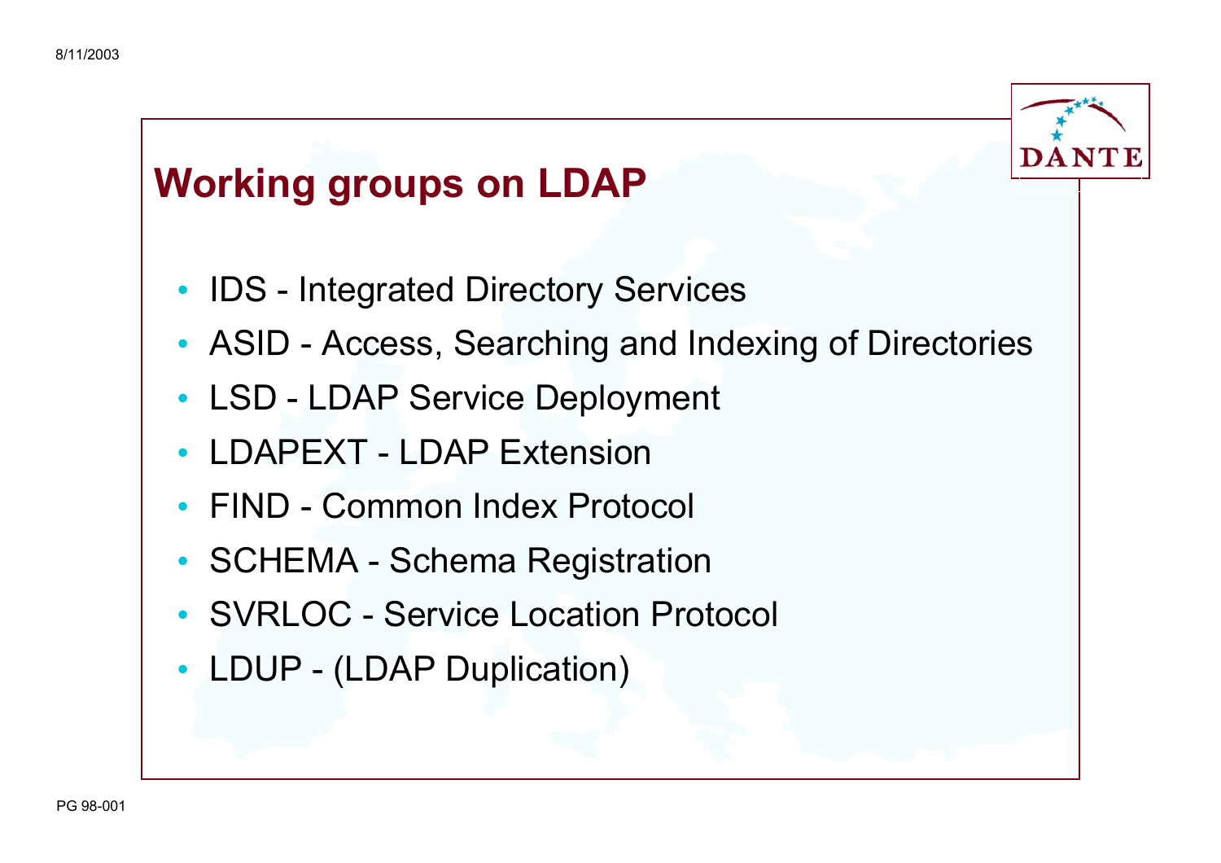# Working groups on LDAP

- IDS - Integrated Directory Services
- ASID - Access, Searching and Indexing of Directories
- LSD - LDAP Service Deployment
- LDAPEXT - LDAP Extension
- FIND - Common Index Protocol
- SCHEMA - Schema Registration
- SVRLOC - Service Location Protocol
- LDUP - (LDAP Duplication)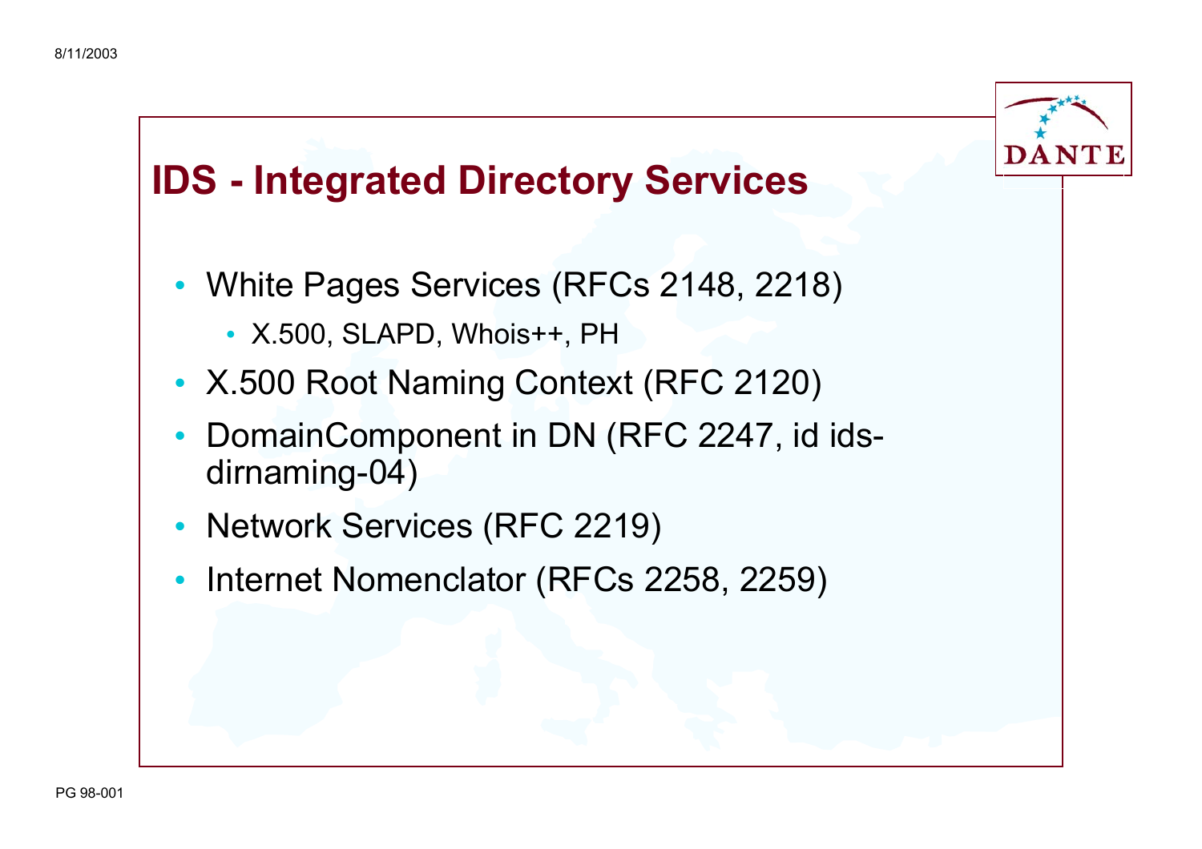# IDS - Integrated Directory Services

- White Pages Services (RFCs 2148, 2218)
  - X.500, SLAPD, Whois++, PH
- X.500 Root Naming Context (RFC 2120)
- DomainComponent in DN (RFC 2247, id ids-dirnaming-04)
- Network Services (RFC 2219)
- Internet Nomenclator (RFCs 2258, 2259)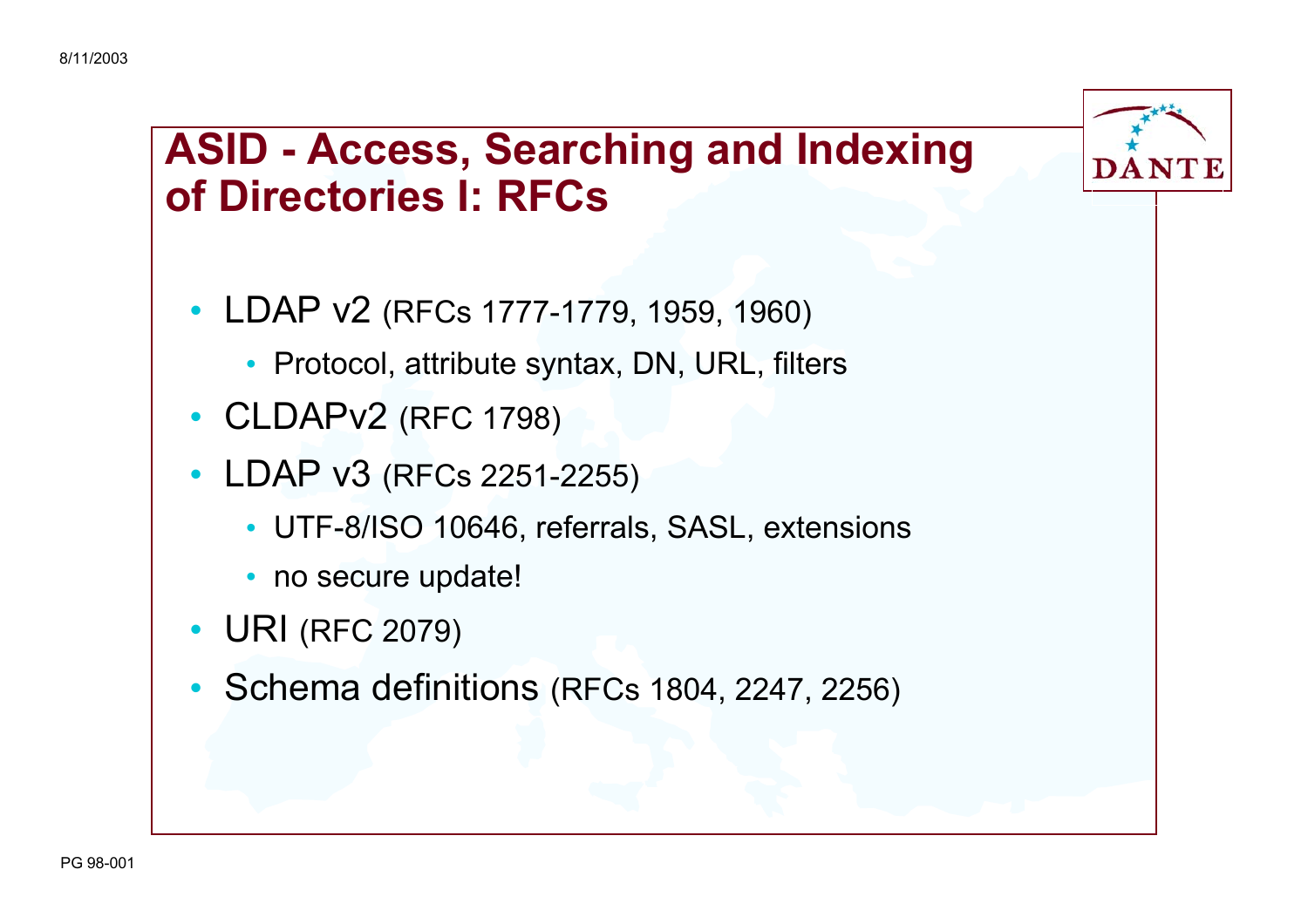# ASID - Access, Searching and Indexing of Directories I: RFCs

- LDAP v2 (RFCs 1777-1779, 1959, 1960)
  - Protocol, attribute syntax, DN, URL, filters
- CLDAPv2 (RFC 1798)
- LDAP v3 (RFCs 2251-2255)
  - UTF-8/ISO 10646, referrals, SASL, extensions
  - no secure update!
- URI (RFC 2079)
- Schema definitions (RFCs 1804, 2247, 2256)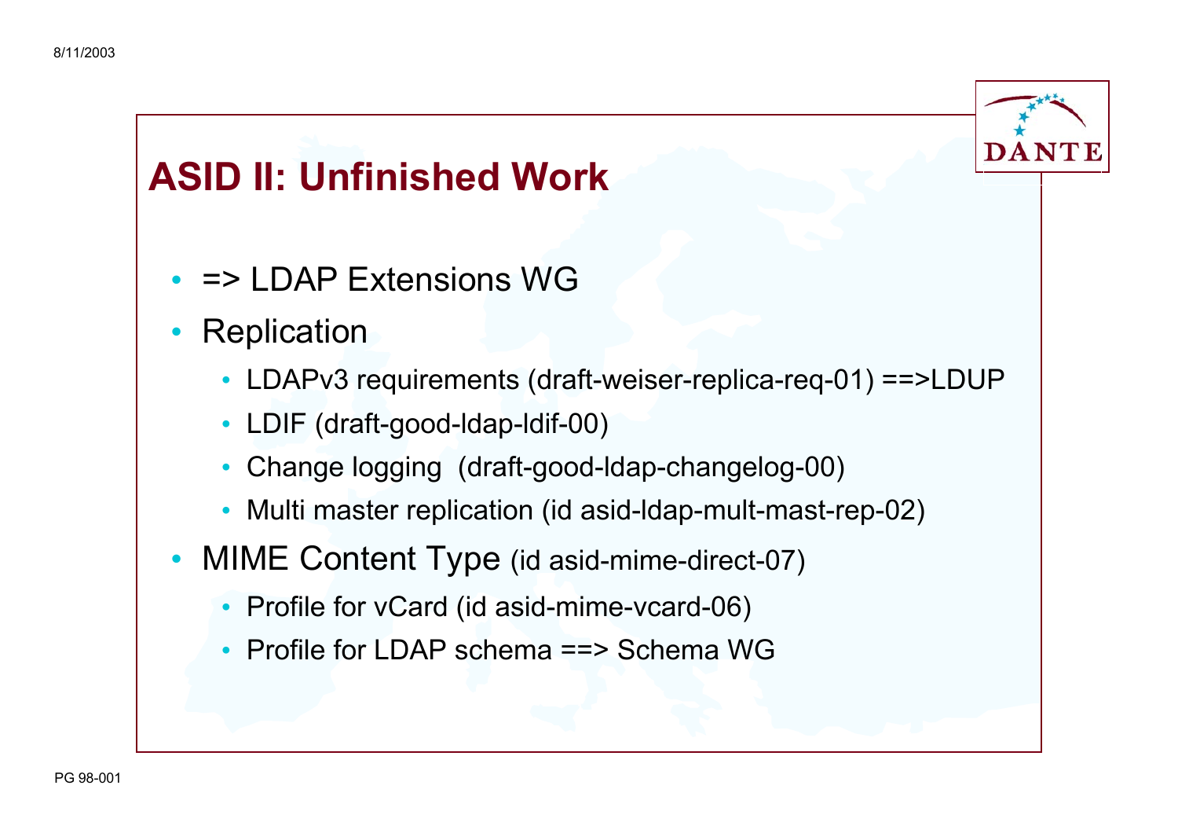# ASID II: Unfinished Work

- => LDAP Extensions WG
- Replication
  - LDAPv3 requirements (draft-weiser-replica-req-01) ==>LDUP
  - LDIF (draft-good-ldap-ldif-00)
  - Change logging (draft-good-ldap-changelog-00)
  - Multi master replication (id asid-ldap-mult-mast-rep-02)
- MIME Content Type (id asid-mime-direct-07)
  - Profile for vCard (id asid-mime-vcard-06)
  - Profile for LDAP schema ==> Schema WG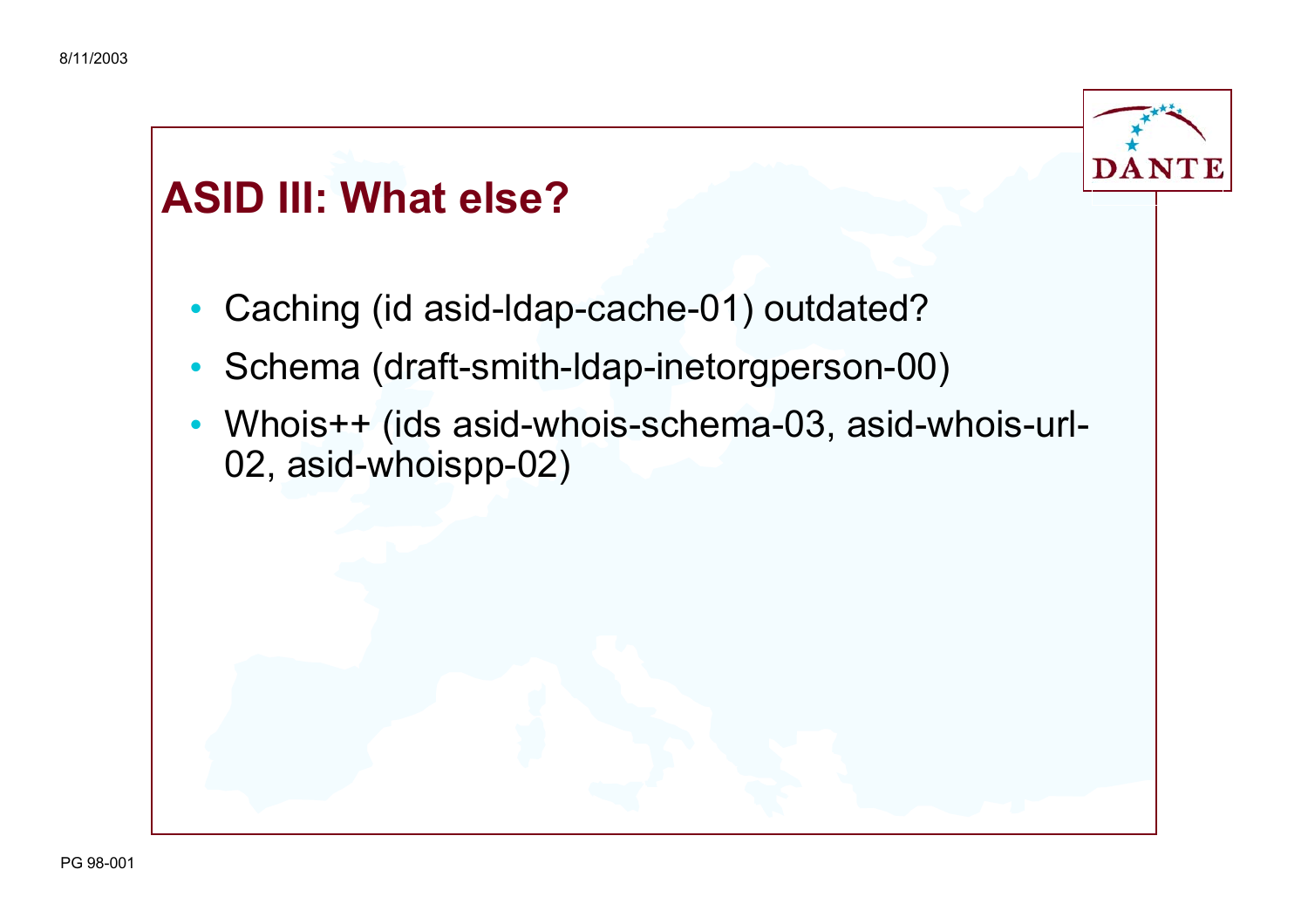## ASID III: What else?

- Caching (id asid-ldap-cache-01) outdated?
- Schema (draft-smith-ldap-inetorgperson-00)
- Whois++ (ids asid-whois-schema-03, asid-whois-url-02, asid-whoispp-02)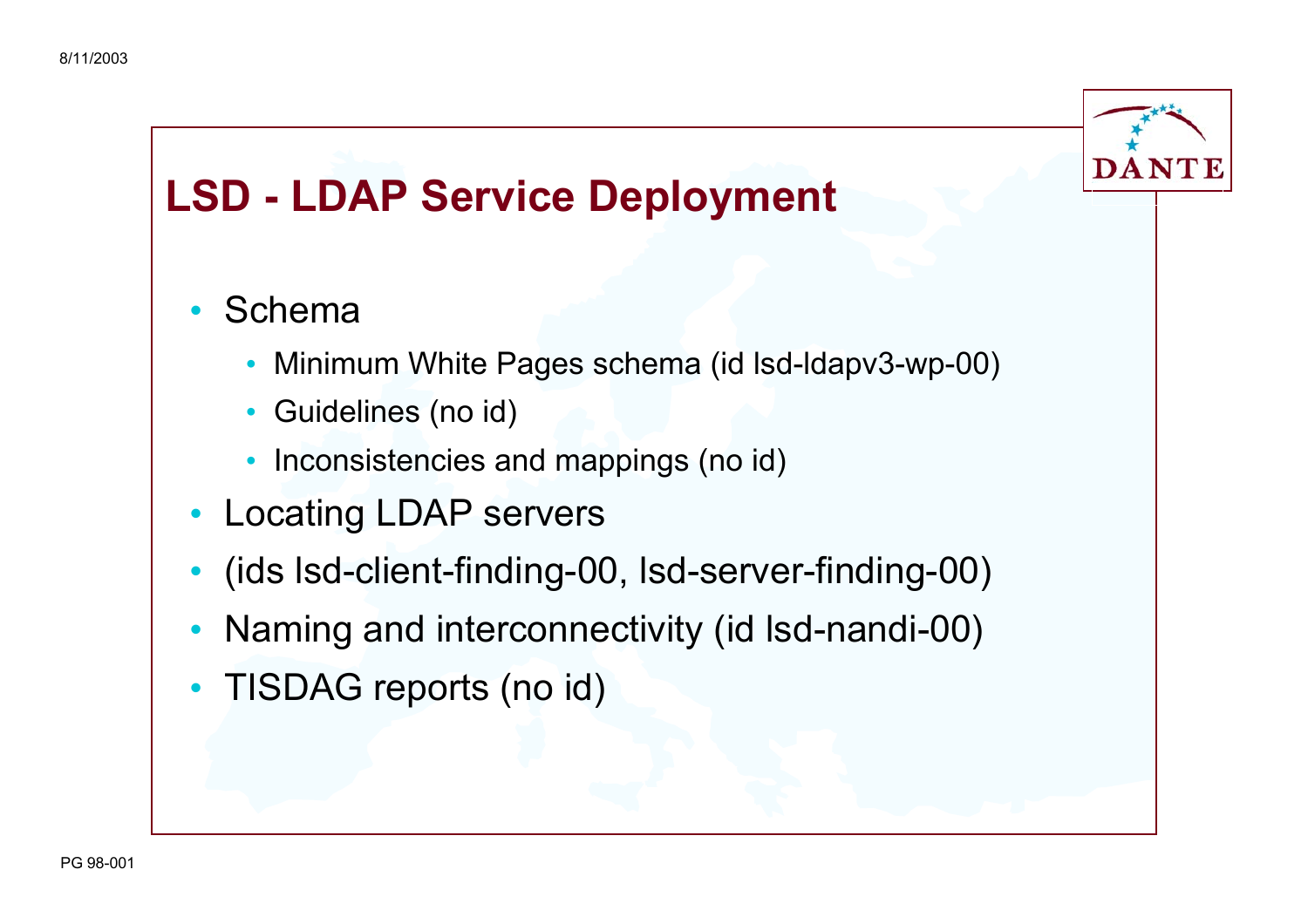## LSD - LDAP Service Deployment

- Schema
  - Minimum White Pages schema (id lsd-ldapv3-wp-00)
  - Guidelines (no id)
  - Inconsistencies and mappings (no id)
- Locating LDAP servers
- (ids lsd-client-finding-00, lsd-server-finding-00)
- Naming and interconnectivity (id lsd-nandi-00)
- TISDAG reports (no id)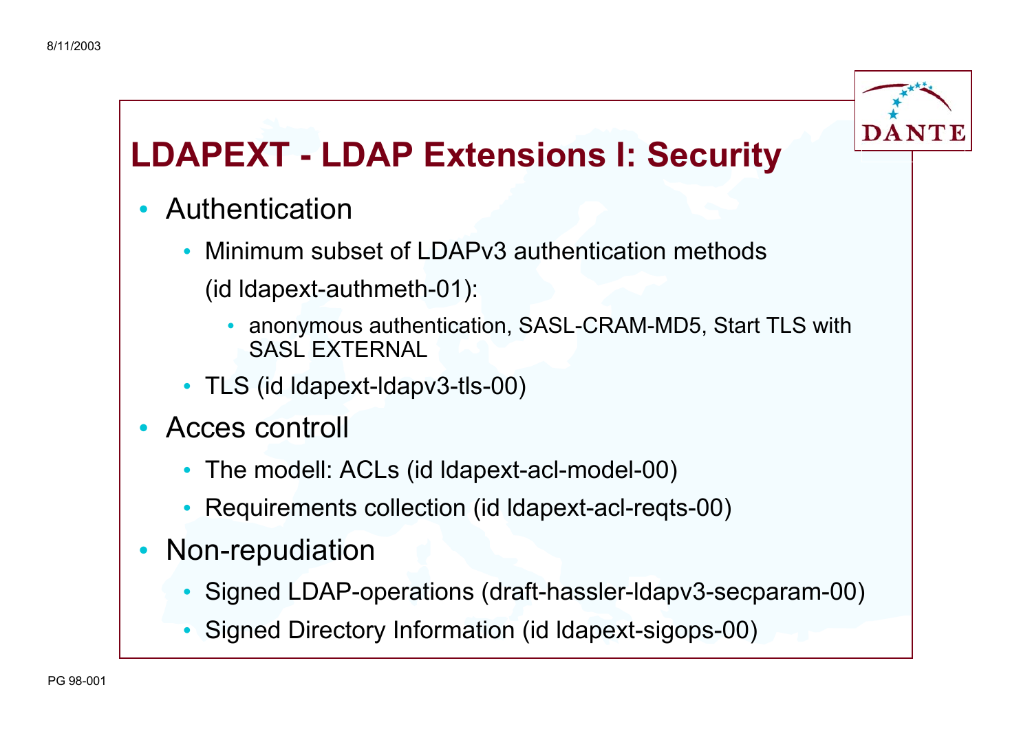# LDAPEXT - LDAP Extensions I: Security

- Authentication
  - Minimum subset of LDAPv3 authentication methods (id ldapext-authmeth-01):
    - anonymous authentication, SASL-CRAM-MD5, Start TLS with SASL EXTERNAL
  - TLS (id ldapext-ldapv3-tls-00)
- Acces controll
  - The modell: ACLs (id ldapext-acl-model-00)
  - Requirements collection (id ldapext-acl-reqts-00)
- Non-repudiation
  - Signed LDAP-operations (draft-hassler-ldapv3-secparam-00)
  - Signed Directory Information (id ldapext-sigops-00)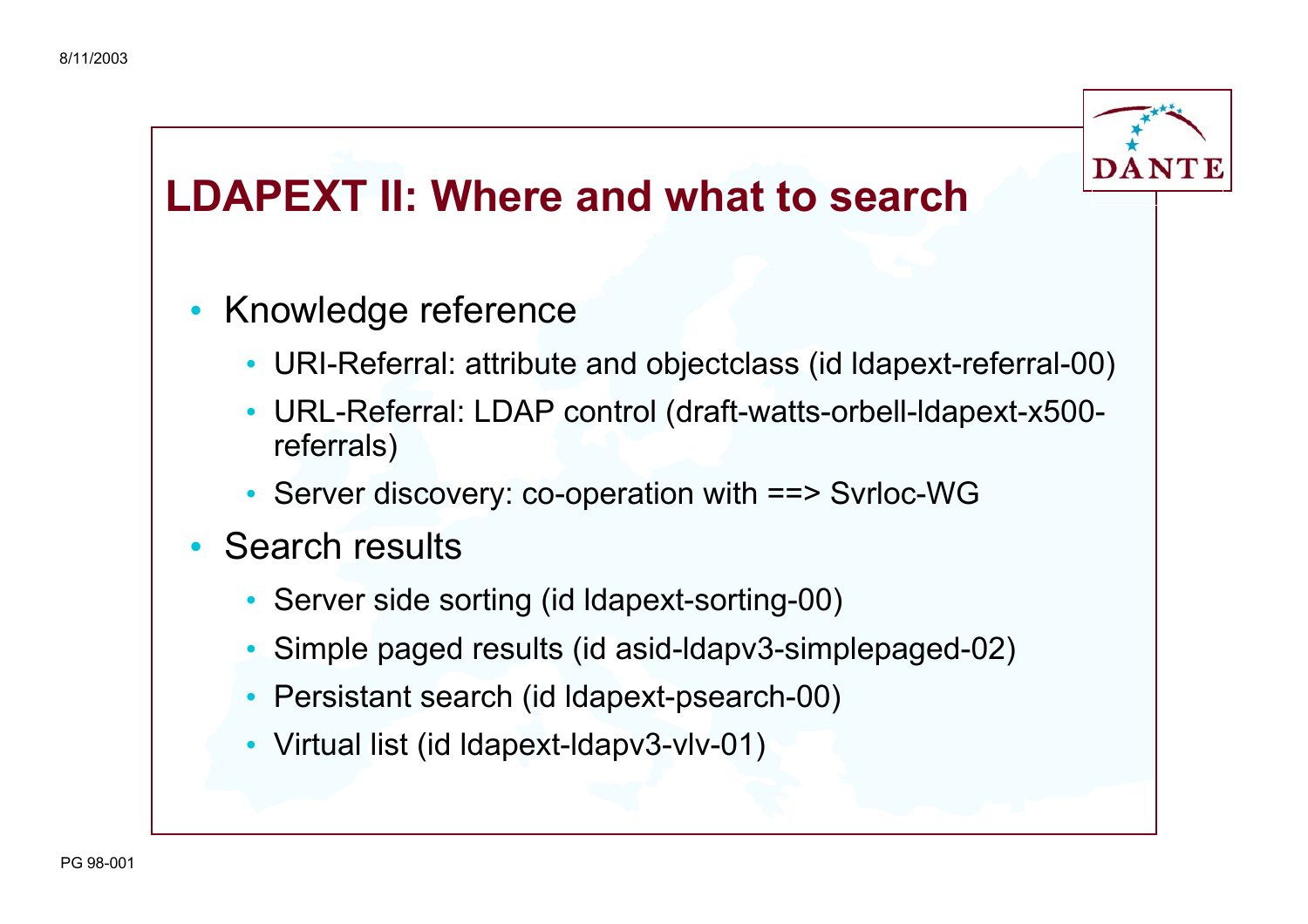# LDAPEXT II: Where and what to search

- Knowledge reference
  - URI-Referral: attribute and objectclass (id ldapext-referral-00)
  - URL-Referral: LDAP control (draft-watts-orbell-ldapext-x500-referrals)
  - Server discovery: co-operation with ==> Svrloc-WG
- Search results
  - Server side sorting (id ldapext-sorting-00)
  - Simple paged results (id asid-ldapv3-simplepaged-02)
  - Persistant search (id ldapext-psearch-00)
  - Virtual list (id ldapext-ldapv3-vlv-01)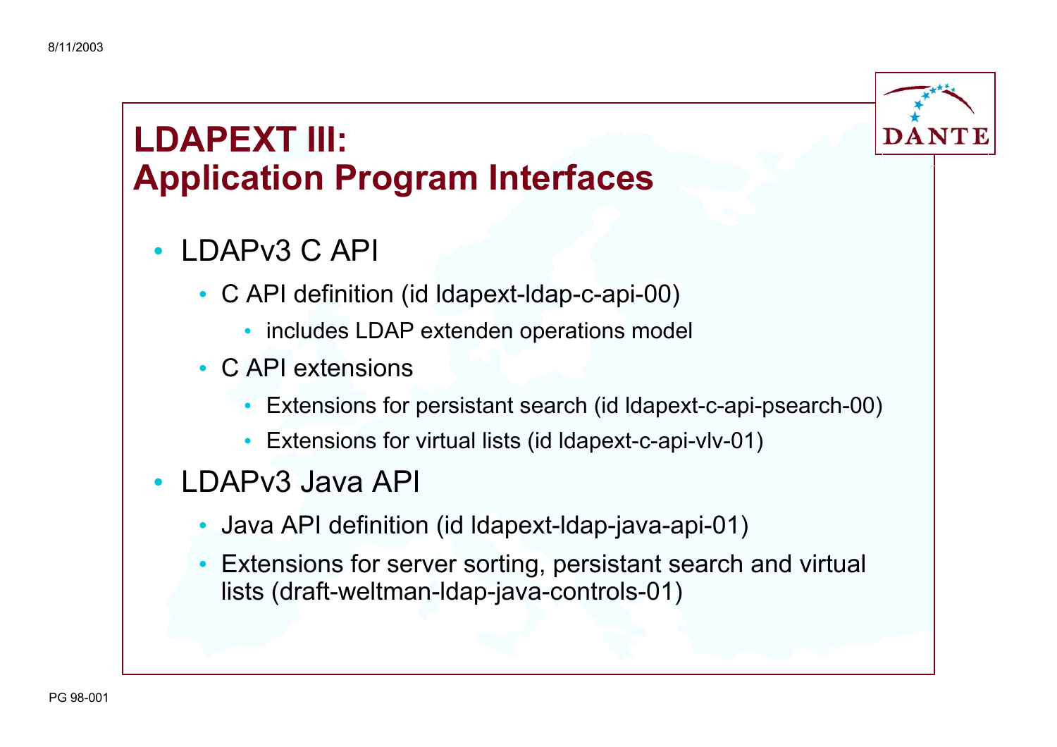# LDAPEXT III: Application Program Interfaces

- LDAPv3 C API
  - C API definition (id ldapext-ldap-c-api-00)
    - includes LDAP extenden operations model
  - C API extensions
    - Extensions for persistant search (id ldapext-c-api-psearch-00)
    - Extensions for virtual lists (id ldapext-c-api-vlv-01)
- LDAPv3 Java API
  - Java API definition (id ldapext-ldap-java-api-01)
  - Extensions for server sorting, persistant search and virtual lists (draft-weltman-ldap-java-controls-01)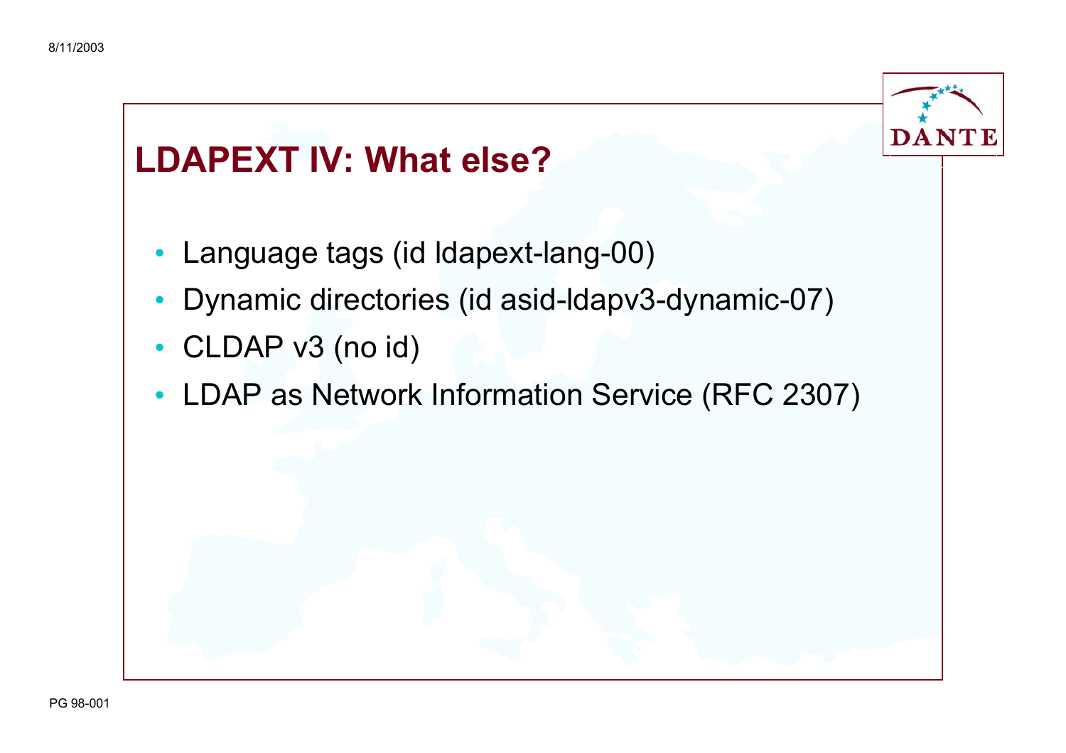# LDAPEXT IV: What else?

- Language tags (id ldapext-lang-00)
- Dynamic directories (id asid-ldapv3-dynamic-07)
- CLDAP v3 (no id)
- LDAP as Network Information Service (RFC 2307)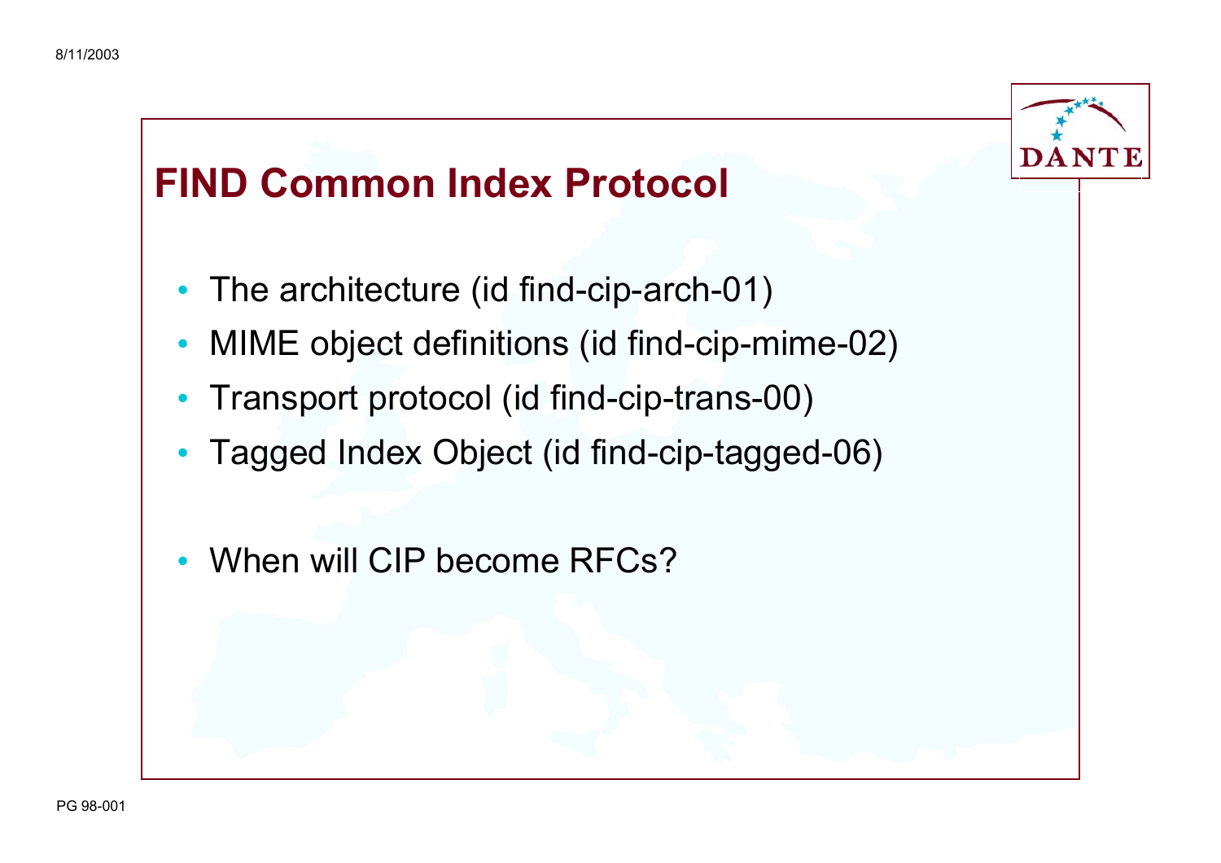# FIND Common Index Protocol

- The architecture (id find-cip-arch-01)
- MIME object definitions (id find-cip-mime-02)
- Transport protocol (id find-cip-trans-00)
- Tagged Index Object (id find-cip-tagged-06)

- When will CIP become RFCs?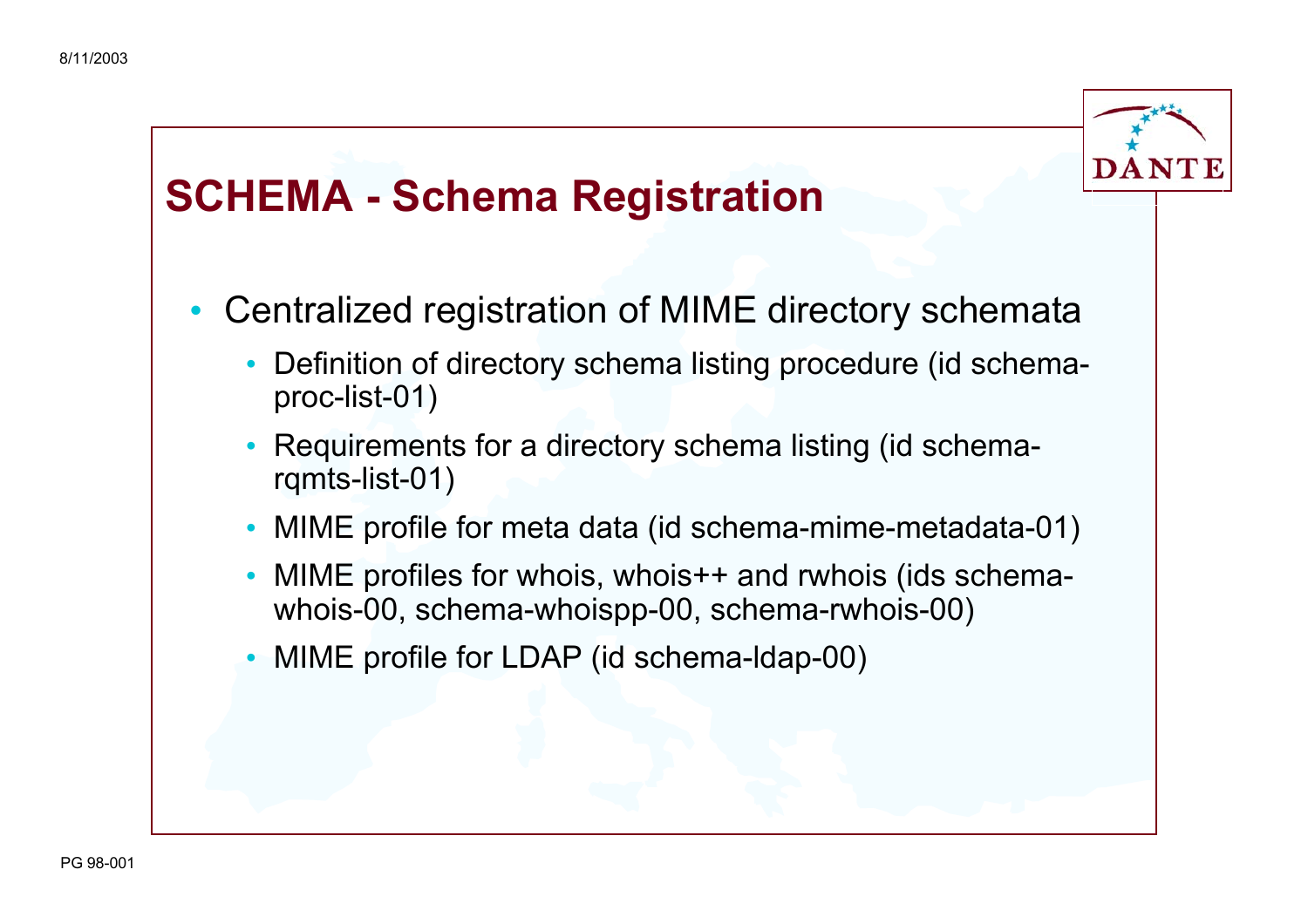# SCHEMA - Schema Registration

- Centralized registration of MIME directory schemata
  - Definition of directory schema listing procedure (id schema-proc-list-01)
  - Requirements for a directory schema listing (id schema-rqmts-list-01)
  - MIME profile for meta data (id schema-mime-metadata-01)
  - MIME profiles for whois, whois++ and rwhois (ids schema-whois-00, schema-whoispp-00, schema-rwhois-00)
  - MIME profile for LDAP (id schema-ldap-00)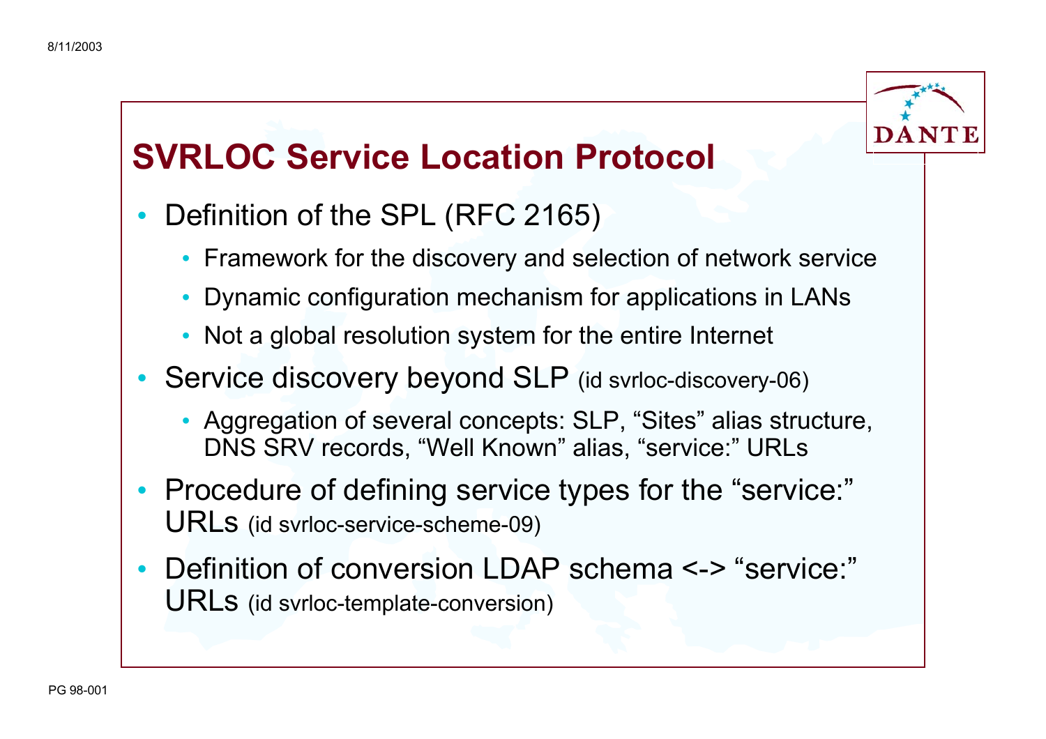## SVRLOC Service Location Protocol

- Definition of the SPL (RFC 2165)
  - Framework for the discovery and selection of network service
  - Dynamic configuration mechanism for applications in LANs
  - Not a global resolution system for the entire Internet
- Service discovery beyond SLP (id svrloc-discovery-06)
  - Aggregation of several concepts: SLP, “Sites” alias structure, DNS SRV records, “Well Known” alias, “service:” URLs
- Procedure of defining service types for the “service:” URLs (id svrloc-service-scheme-09)
- Definition of conversion LDAP schema <-> “service:” URLs (id svrloc-template-conversion)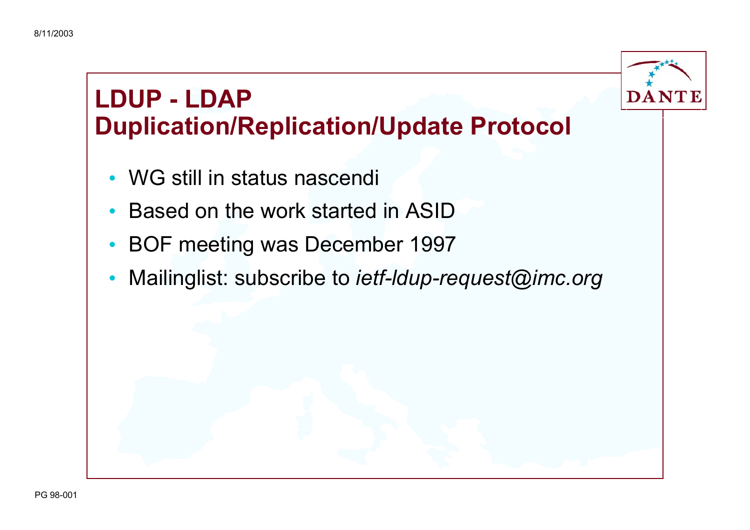# LDUP - LDAP Duplication/Replication/Update Protocol

- WG still in status nascendi
- Based on the work started in ASID
- BOF meeting was December 1997
- Mailinglist: subscribe to *ietf-ldup-request@imc.org*